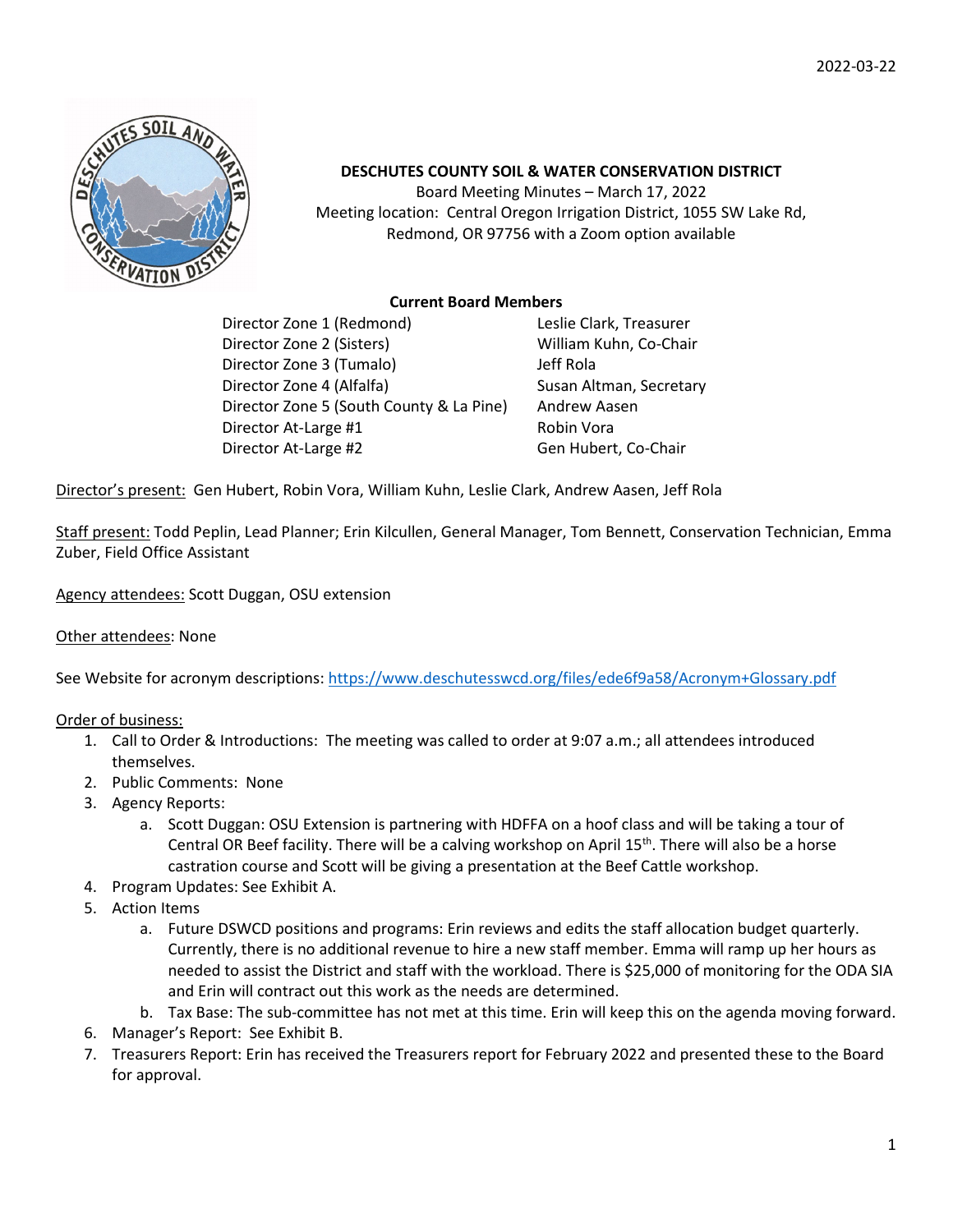2022-03-22

**DESCHUTES COUNTY SOIL & WATER CONSERVATION DISTRICT**
Board Meeting Minutes – March 17, 2022
Meeting location: Central Oregon Irrigation District, 1055 SW Lake Rd, Redmond, OR 97756 with a Zoom option available

**Current Board Members**

| | |
|---|---|
| Director Zone 1 (Redmond) | Leslie Clark, Treasurer |
| Director Zone 2 (Sisters) | William Kuhn, Co-Chair |
| Director Zone 3 (Tumalo) | Jeff Rola |
| Director Zone 4 (Alfalfa) | Susan Altman, Secretary |
| Director Zone 5 (South County & La Pine) | Andrew Aasen |
| Director At-Large #1 | Robin Vora |
| Director At-Large #2 | Gen Hubert, Co-Chair |

Director's present: Gen Hubert, Robin Vora, William Kuhn, Leslie Clark, Andrew Aasen, Jeff Rola

Staff present: Todd Peplin, Lead Planner; Erin Kilcullen, General Manager, Tom Bennett, Conservation Technician, Emma Zuber, Field Office Assistant

Agency attendees: Scott Duggan, OSU extension

Other attendees: None

See Website for acronym descriptions: https://www.deschutesswcd.org/files/ede6f9a58/Acronym+Glossary.pdf

Order of business:

1. Call to Order & Introductions: The meeting was called to order at 9:07 a.m.; all attendees introduced themselves.
2. Public Comments: None
3. Agency Reports:
   a. Scott Duggan: OSU Extension is partnering with HDFFA on a hoof class and will be taking a tour of Central OR Beef facility. There will be a calving workshop on April 15th. There will also be a horse castration course and Scott will be giving a presentation at the Beef Cattle workshop.
4. Program Updates: See Exhibit A.
5. Action Items
   a. Future DSWCD positions and programs: Erin reviews and edits the staff allocation budget quarterly. Currently, there is no additional revenue to hire a new staff member. Emma will ramp up her hours as needed to assist the District and staff with the workload. There is $25,000 of monitoring for the ODA SIA and Erin will contract out this work as the needs are determined.
   b. Tax Base: The sub-committee has not met at this time. Erin will keep this on the agenda moving forward.
6. Manager's Report: See Exhibit B.
7. Treasurers Report: Erin has received the Treasurers report for February 2022 and presented these to the Board for approval.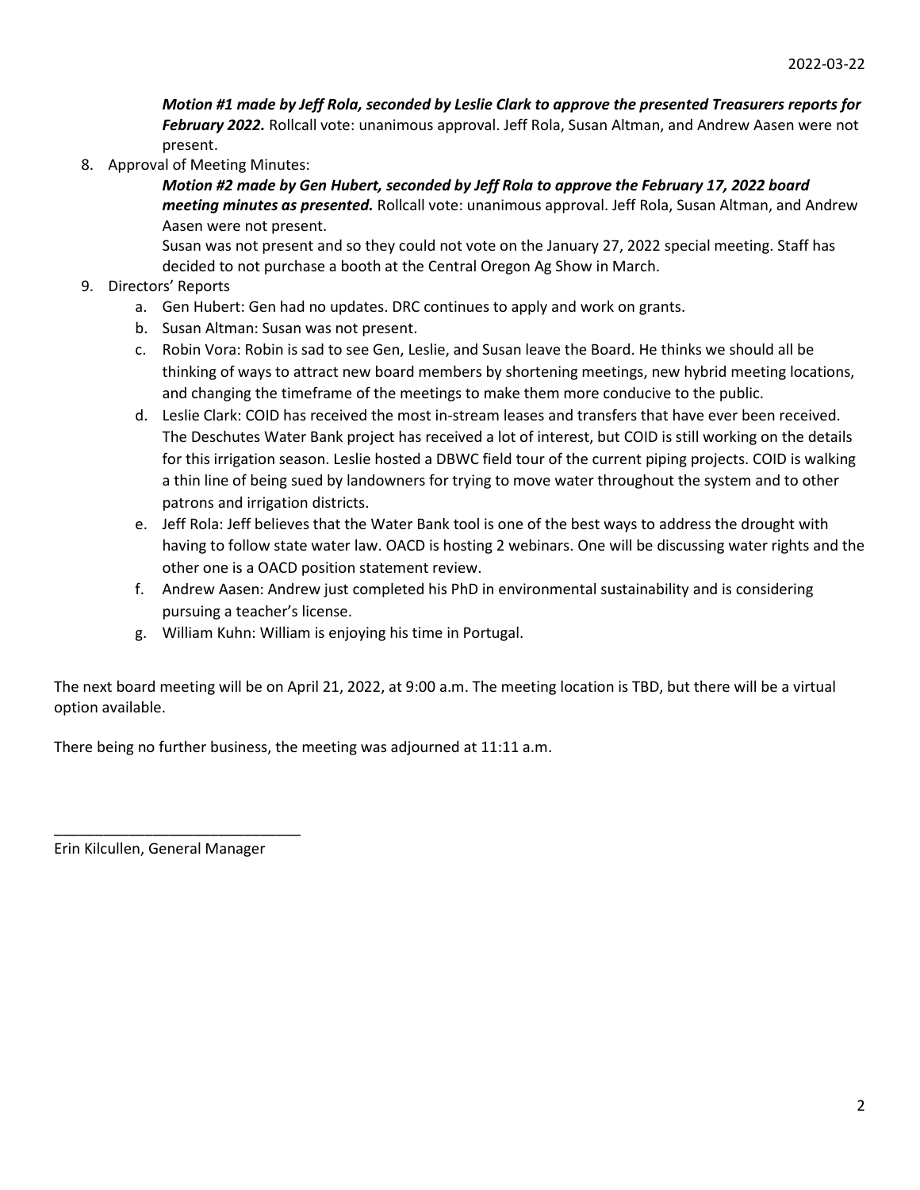***Motion #1 made by Jeff Rola, seconded by Leslie Clark to approve the presented Treasurers reports for February 2022.*** Rollcall vote: unanimous approval. Jeff Rola, Susan Altman, and Andrew Aasen were not present.

8. Approval of Meeting Minutes:

   ***Motion #2 made by Gen Hubert, seconded by Jeff Rola to approve the February 17, 2022 board meeting minutes as presented.*** Rollcall vote: unanimous approval. Jeff Rola, Susan Altman, and Andrew Aasen were not present.

   Susan was not present and so they could not vote on the January 27, 2022 special meeting. Staff has decided to not purchase a booth at the Central Oregon Ag Show in March.

9. Directors' Reports
   a. Gen Hubert: Gen had no updates. DRC continues to apply and work on grants.
   b. Susan Altman: Susan was not present.
   c. Robin Vora: Robin is sad to see Gen, Leslie, and Susan leave the Board. He thinks we should all be thinking of ways to attract new board members by shortening meetings, new hybrid meeting locations, and changing the timeframe of the meetings to make them more conducive to the public.
   d. Leslie Clark: COID has received the most in-stream leases and transfers that have ever been received. The Deschutes Water Bank project has received a lot of interest, but COID is still working on the details for this irrigation season. Leslie hosted a DBWC field tour of the current piping projects. COID is walking a thin line of being sued by landowners for trying to move water throughout the system and to other patrons and irrigation districts.
   e. Jeff Rola: Jeff believes that the Water Bank tool is one of the best ways to address the drought with having to follow state water law. OACD is hosting 2 webinars. One will be discussing water rights and the other one is a OACD position statement review.
   f. Andrew Aasen: Andrew just completed his PhD in environmental sustainability and is considering pursuing a teacher's license.
   g. William Kuhn: William is enjoying his time in Portugal.

The next board meeting will be on April 21, 2022, at 9:00 a.m. The meeting location is TBD, but there will be a virtual option available.

There being no further business, the meeting was adjourned at 11:11 a.m.

______________________________

Erin Kilcullen, General Manager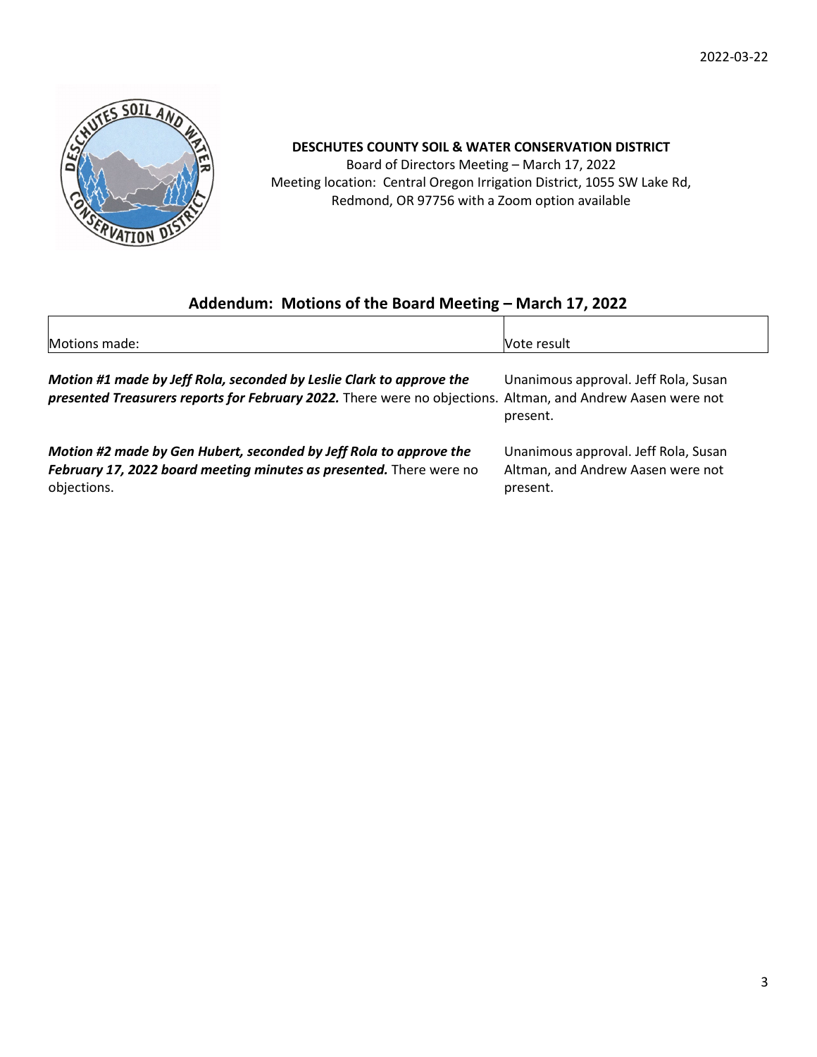**DESCHUTES COUNTY SOIL & WATER CONSERVATION DISTRICT**

Board of Directors Meeting – March 17, 2022

Meeting location: Central Oregon Irrigation District, 1055 SW Lake Rd, Redmond, OR 97756 with a Zoom option available

## Addendum: Motions of the Board Meeting – March 17, 2022

| Motions made: | Vote result |
| --- | --- |
| ***Motion #1 made by Jeff Rola, seconded by Leslie Clark to approve the presented Treasurers reports for February 2022.*** There were no objections. | Unanimous approval. Jeff Rola, Susan Altman, and Andrew Aasen were not present. |
| ***Motion #2 made by Gen Hubert, seconded by Jeff Rola to approve the February 17, 2022 board meeting minutes as presented.*** There were no objections. | Unanimous approval. Jeff Rola, Susan Altman, and Andrew Aasen were not present. |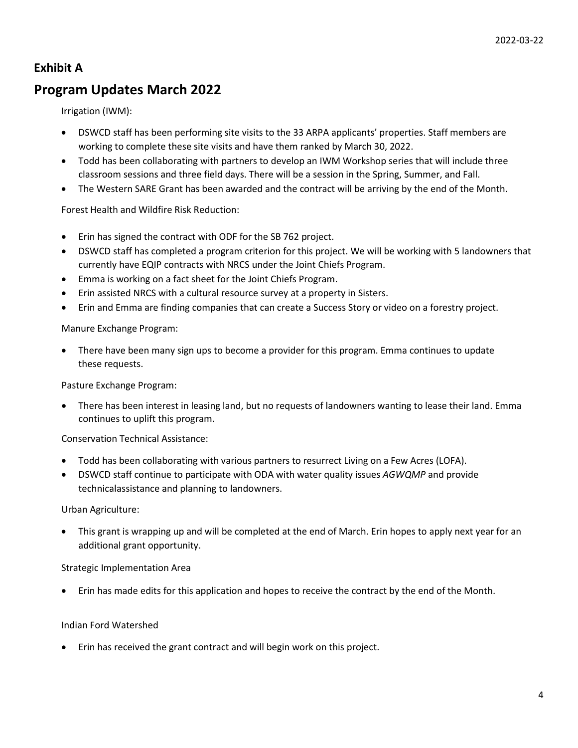## Exhibit A

# Program Updates March 2022

Irrigation (IWM):

- DSWCD staff has been performing site visits to the 33 ARPA applicants' properties. Staff members are working to complete these site visits and have them ranked by March 30, 2022.
- Todd has been collaborating with partners to develop an IWM Workshop series that will include three classroom sessions and three field days. There will be a session in the Spring, Summer, and Fall.
- The Western SARE Grant has been awarded and the contract will be arriving by the end of the Month.

Forest Health and Wildfire Risk Reduction:

- Erin has signed the contract with ODF for the SB 762 project.
- DSWCD staff has completed a program criterion for this project. We will be working with 5 landowners that currently have EQIP contracts with NRCS under the Joint Chiefs Program.
- Emma is working on a fact sheet for the Joint Chiefs Program.
- Erin assisted NRCS with a cultural resource survey at a property in Sisters.
- Erin and Emma are finding companies that can create a Success Story or video on a forestry project.

Manure Exchange Program:

- There have been many sign ups to become a provider for this program. Emma continues to update these requests.

Pasture Exchange Program:

- There has been interest in leasing land, but no requests of landowners wanting to lease their land. Emma continues to uplift this program.

Conservation Technical Assistance:

- Todd has been collaborating with various partners to resurrect Living on a Few Acres (LOFA).
- DSWCD staff continue to participate with ODA with water quality issues *AGWQMP* and provide technicalassistance and planning to landowners.

Urban Agriculture:

- This grant is wrapping up and will be completed at the end of March. Erin hopes to apply next year for an additional grant opportunity.

Strategic Implementation Area

- Erin has made edits for this application and hopes to receive the contract by the end of the Month.

Indian Ford Watershed

- Erin has received the grant contract and will begin work on this project.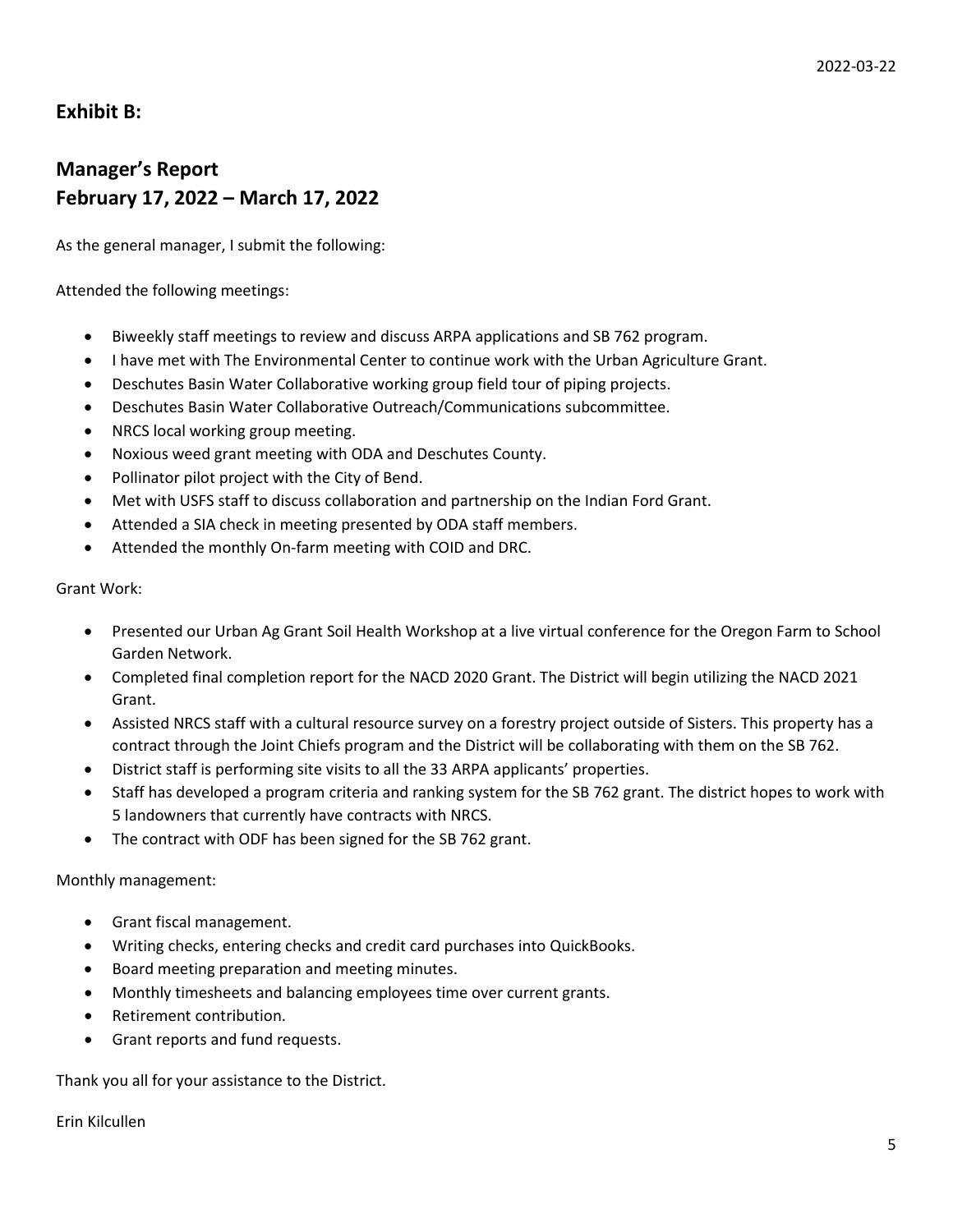## Exhibit B:

## Manager's Report
## February 17, 2022 – March 17, 2022

As the general manager, I submit the following:

Attended the following meetings:

- Biweekly staff meetings to review and discuss ARPA applications and SB 762 program.
- I have met with The Environmental Center to continue work with the Urban Agriculture Grant.
- Deschutes Basin Water Collaborative working group field tour of piping projects.
- Deschutes Basin Water Collaborative Outreach/Communications subcommittee.
- NRCS local working group meeting.
- Noxious weed grant meeting with ODA and Deschutes County.
- Pollinator pilot project with the City of Bend.
- Met with USFS staff to discuss collaboration and partnership on the Indian Ford Grant.
- Attended a SIA check in meeting presented by ODA staff members.
- Attended the monthly On-farm meeting with COID and DRC.

Grant Work:

- Presented our Urban Ag Grant Soil Health Workshop at a live virtual conference for the Oregon Farm to School Garden Network.
- Completed final completion report for the NACD 2020 Grant. The District will begin utilizing the NACD 2021 Grant.
- Assisted NRCS staff with a cultural resource survey on a forestry project outside of Sisters. This property has a contract through the Joint Chiefs program and the District will be collaborating with them on the SB 762.
- District staff is performing site visits to all the 33 ARPA applicants' properties.
- Staff has developed a program criteria and ranking system for the SB 762 grant. The district hopes to work with 5 landowners that currently have contracts with NRCS.
- The contract with ODF has been signed for the SB 762 grant.

Monthly management:

- Grant fiscal management.
- Writing checks, entering checks and credit card purchases into QuickBooks.
- Board meeting preparation and meeting minutes.
- Monthly timesheets and balancing employees time over current grants.
- Retirement contribution.
- Grant reports and fund requests.

Thank you all for your assistance to the District.

Erin Kilcullen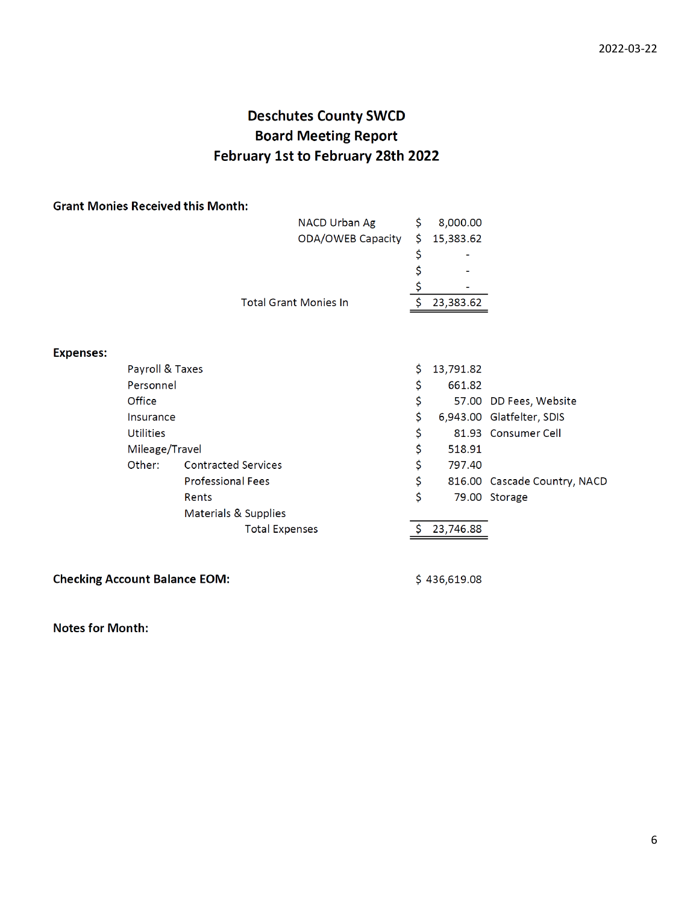2022-03-22

# Deschutes County SWCD
## Board Meeting Report
## February 1st to February 28th 2022

**Grant Monies Received this Month:**

| | | |
|---|---|---|
| NACD Urban Ag | $ 8,000.00 | |
| ODA/OWEB Capacity | $ 15,383.62 | |
| | $ - | |
| | $ - | |
| | $ - | |
| Total Grant Monies In | $ 23,383.62 | |

**Expenses:**

| | | |
|---|---|---|
| Payroll & Taxes | $ 13,791.82 | |
| Personnel | $ 661.82 | |
| Office | $ 57.00 | DD Fees, Website |
| Insurance | $ 6,943.00 | Glatfelter, SDIS |
| Utilities | $ 81.93 | Consumer Cell |
| Mileage/Travel | $ 518.91 | |
| Other: Contracted Services | $ 797.40 | |
| Professional Fees | $ 816.00 | Cascade Country, NACD |
| Rents | $ 79.00 | Storage |
| Materials & Supplies | | |
| Total Expenses | $ 23,746.88 | |

**Checking Account Balance EOM:** $ 436,619.08

**Notes for Month:**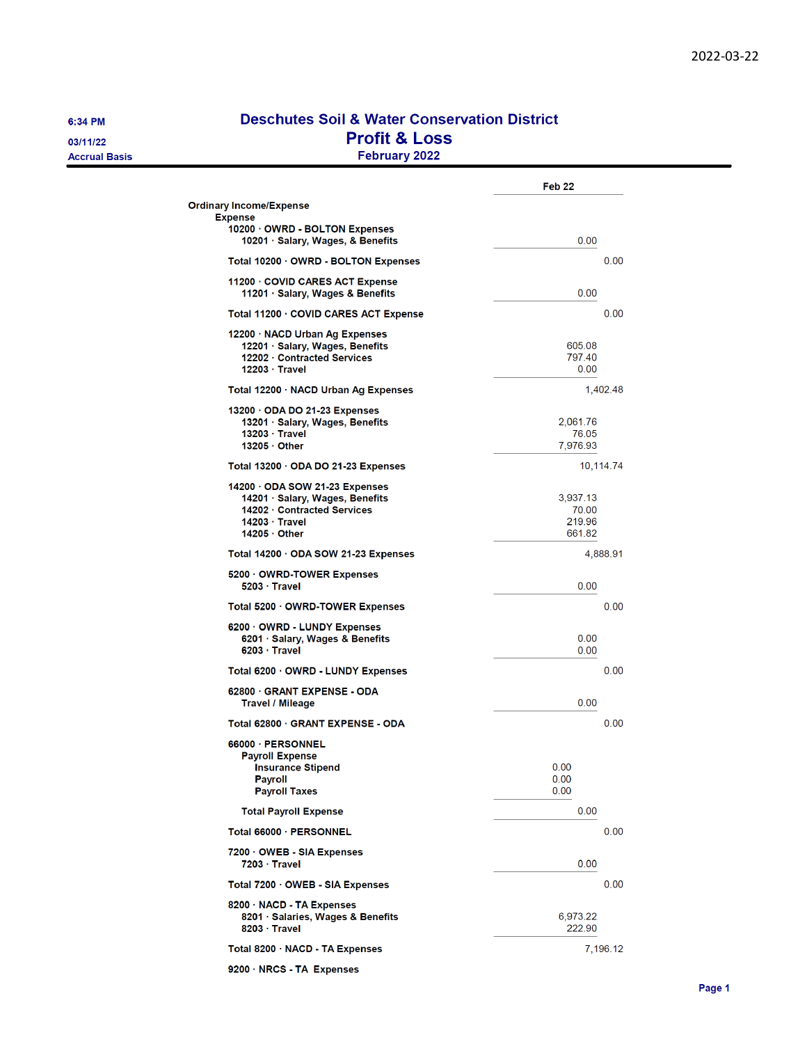2022-03-22

6:34 PM
03/11/22
Accrual Basis

# Deschutes Soil & Water Conservation District
## Profit & Loss
### February 2022

| | | | Feb 22 |
|---|---|---|---|
| Ordinary Income/Expense | | | |
| Expense | | | |
| 10200 · OWRD - BOLTON Expenses | | | |
| 10201 · Salary, Wages, & Benefits | | 0.00 | |
| Total 10200 · OWRD - BOLTON Expenses | | | 0.00 |
| 11200 · COVID CARES ACT Expense | | | |
| 11201 · Salary, Wages & Benefits | | 0.00 | |
| Total 11200 · COVID CARES ACT Expense | | | 0.00 |
| 12200 · NACD Urban Ag Expenses | | | |
| 12201 · Salary, Wages, Benefits | | 605.08 | |
| 12202 · Contracted Services | | 797.40 | |
| 12203 · Travel | | 0.00 | |
| Total 12200 · NACD Urban Ag Expenses | | | 1,402.48 |
| 13200 · ODA DO 21-23 Expenses | | | |
| 13201 · Salary, Wages, Benefits | | 2,061.76 | |
| 13203 · Travel | | 76.05 | |
| 13205 · Other | | 7,976.93 | |
| Total 13200 · ODA DO 21-23 Expenses | | | 10,114.74 |
| 14200 · ODA SOW 21-23 Expenses | | | |
| 14201 · Salary, Wages, Benefits | | 3,937.13 | |
| 14202 · Contracted Services | | 70.00 | |
| 14203 · Travel | | 219.96 | |
| 14205 · Other | | 661.82 | |
| Total 14200 · ODA SOW 21-23 Expenses | | | 4,888.91 |
| 5200 · OWRD-TOWER Expenses | | | |
| 5203 · Travel | | 0.00 | |
| Total 5200 · OWRD-TOWER Expenses | | | 0.00 |
| 6200 · OWRD - LUNDY Expenses | | | |
| 6201 · Salary, Wages & Benefits | | 0.00 | |
| 6203 · Travel | | 0.00 | |
| Total 6200 · OWRD - LUNDY Expenses | | | 0.00 |
| 62800 · GRANT EXPENSE - ODA | | | |
| Travel / Mileage | | 0.00 | |
| Total 62800 · GRANT EXPENSE - ODA | | | 0.00 |
| 66000 · PERSONNEL | | | |
| Payroll Expense | | | |
| Insurance Stipend | 0.00 | | |
| Payroll | 0.00 | | |
| Payroll Taxes | 0.00 | | |
| Total Payroll Expense | | 0.00 | |
| Total 66000 · PERSONNEL | | | 0.00 |
| 7200 · OWEB - SIA Expenses | | | |
| 7203 · Travel | | 0.00 | |
| Total 7200 · OWEB - SIA Expenses | | | 0.00 |
| 8200 · NACD - TA Expenses | | | |
| 8201 · Salaries, Wages & Benefits | | 6,973.22 | |
| 8203 · Travel | | 222.90 | |
| Total 8200 · NACD - TA Expenses | | | 7,196.12 |
| 9200 · NRCS - TA Expenses | | | |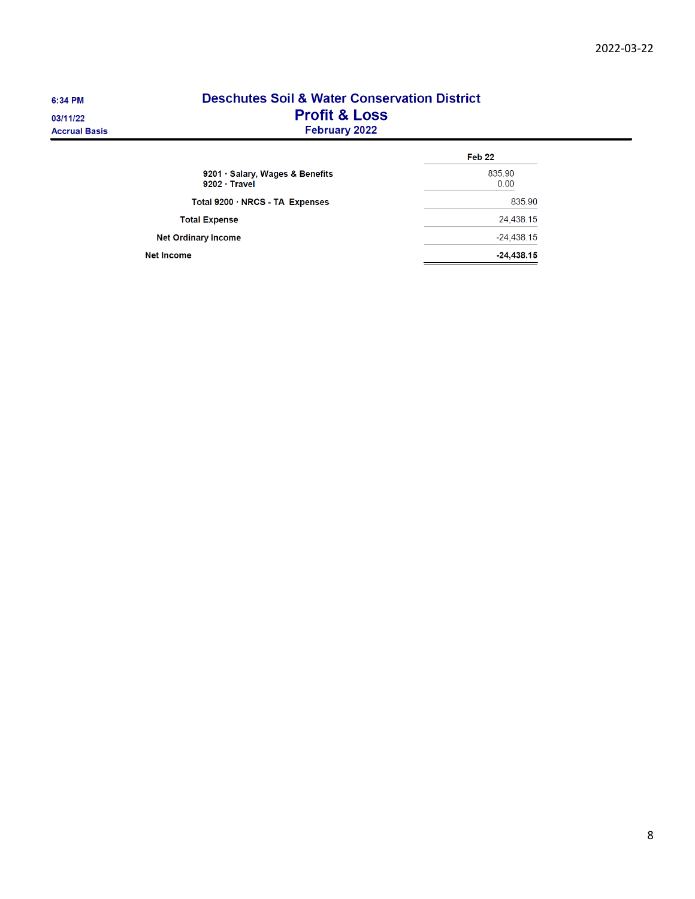6:34 PM

03/11/22

Accrual Basis

# Deschutes Soil & Water Conservation District

## Profit & Loss

### February 2022

| | Feb 22 |
| --- | --- |
| 9201 · Salary, Wages & Benefits | 835.90 |
| 9202 · Travel | 0.00 |
| Total 9200 · NRCS - TA Expenses | 835.90 |
| Total Expense | 24,438.15 |
| Net Ordinary Income | -24,438.15 |
| **Net Income** | **-24,438.15** |